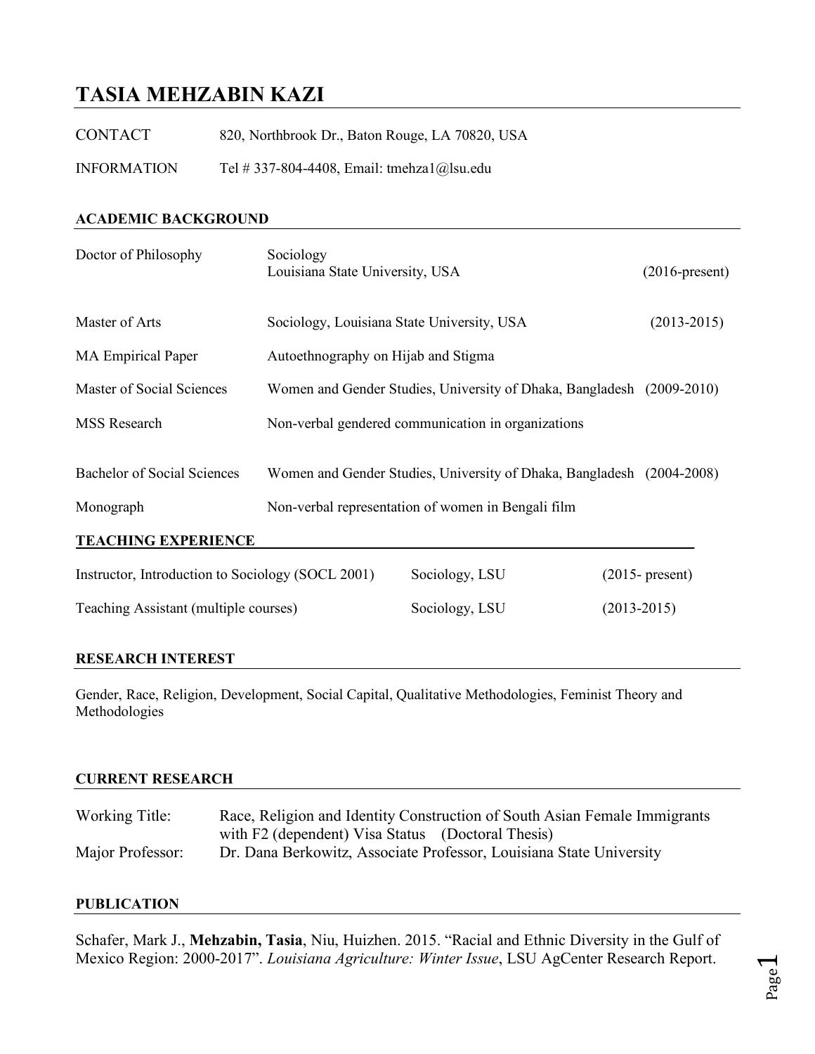# TASIA MEHZABIN KAZI

| | |
|---|---|
| CONTACT | 820, Northbrook Dr., Baton Rouge, LA 70820, USA |
| INFORMATION | Tel # 337-804-4408, Email: tmehza1@lsu.edu |

## ACADEMIC BACKGROUND

| | | |
|---|---|---|
| Doctor of Philosophy | Sociology<br>Louisiana State University, USA | (2016-present) |
| Master of Arts | Sociology, Louisiana State University, USA | (2013-2015) |
| MA Empirical Paper | Autoethnography on Hijab and Stigma | |
| Master of Social Sciences | Women and Gender Studies, University of Dhaka, Bangladesh | (2009-2010) |
| MSS Research | Non-verbal gendered communication in organizations | |
| Bachelor of Social Sciences | Women and Gender Studies, University of Dhaka, Bangladesh | (2004-2008) |
| Monograph | Non-verbal representation of women in Bengali film | |

## TEACHING EXPERIENCE

| | | |
|---|---|---|
| Instructor, Introduction to Sociology (SOCL 2001) | Sociology, LSU | (2015- present) |
| Teaching Assistant (multiple courses) | Sociology, LSU | (2013-2015) |

## RESEARCH INTEREST

Gender, Race, Religion, Development, Social Capital, Qualitative Methodologies, Feminist Theory and Methodologies

## CURRENT RESEARCH

| | |
|---|---|
| Working Title: | Race, Religion and Identity Construction of South Asian Female Immigrants with F2 (dependent) Visa Status (Doctoral Thesis) |
| Major Professor: | Dr. Dana Berkowitz, Associate Professor, Louisiana State University |

## PUBLICATION

Schafer, Mark J., **Mehzabin, Tasia**, Niu, Huizhen. 2015. "Racial and Ethnic Diversity in the Gulf of Mexico Region: 2000-2017". *Louisiana Agriculture: Winter Issue*, LSU AgCenter Research Report.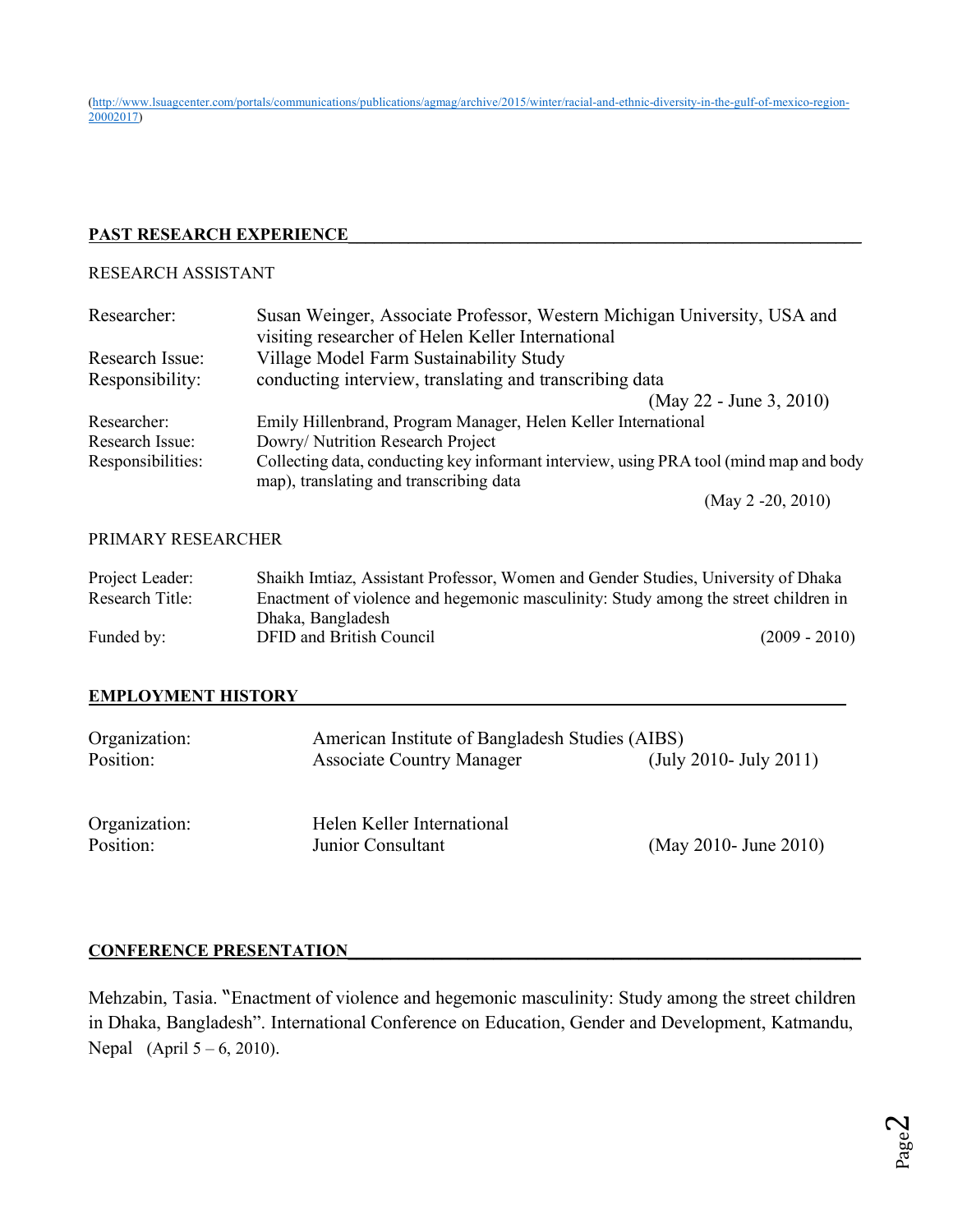(http://www.lsuagcenter.com/portals/communications/publications/agmag/archive/2015/winter/racial-and-ethnic-diversity-in-the-gulf-of-mexico-region-20002017)

## PAST RESEARCH EXPERIENCE

RESEARCH ASSISTANT

| | |
|---|---|
| Researcher: | Susan Weinger, Associate Professor, Western Michigan University, USA and visiting researcher of Helen Keller International |
| Research Issue: | Village Model Farm Sustainability Study |
| Responsibility: | conducting interview, translating and transcribing data (May 22 - June 3, 2010) |
| Researcher: | Emily Hillenbrand, Program Manager, Helen Keller International |
| Research Issue: | Dowry/ Nutrition Research Project |
| Responsibilities: | Collecting data, conducting key informant interview, using PRA tool (mind map and body map), translating and transcribing data (May 2 -20, 2010) |

PRIMARY RESEARCHER

| | |
|---|---|
| Project Leader: | Shaikh Imtiaz, Assistant Professor, Women and Gender Studies, University of Dhaka |
| Research Title: | Enactment of violence and hegemonic masculinity: Study among the street children in Dhaka, Bangladesh |
| Funded by: | DFID and British Council (2009 - 2010) |

## EMPLOYMENT HISTORY

| | | |
|---|---|---|
| Organization: | American Institute of Bangladesh Studies (AIBS) | |
| Position: | Associate Country Manager | (July 2010- July 2011) |
| Organization: | Helen Keller International | |
| Position: | Junior Consultant | (May 2010- June 2010) |

## CONFERENCE PRESENTATION

Mehzabin, Tasia. "Enactment of violence and hegemonic masculinity: Study among the street children in Dhaka, Bangladesh". International Conference on Education, Gender and Development, Katmandu, Nepal (April 5 – 6, 2010).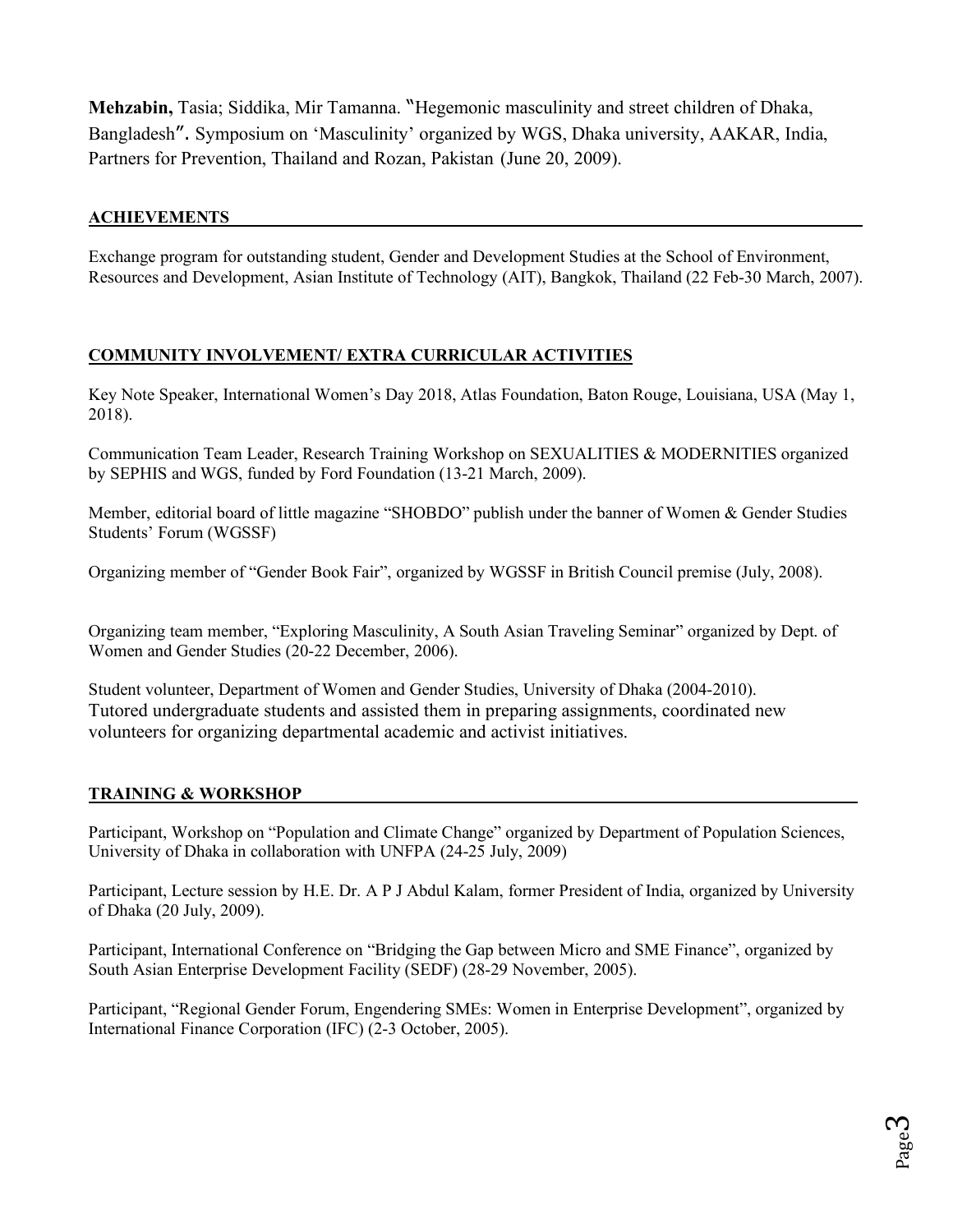**Mehzabin,** Tasia; Siddika, Mir Tamanna. "Hegemonic masculinity and street children of Dhaka, Bangladesh". Symposium on 'Masculinity' organized by WGS, Dhaka university, AAKAR, India, Partners for Prevention, Thailand and Rozan, Pakistan (June 20, 2009).

## ACHIEVEMENTS

Exchange program for outstanding student, Gender and Development Studies at the School of Environment, Resources and Development, Asian Institute of Technology (AIT), Bangkok, Thailand (22 Feb-30 March, 2007).

## COMMUNITY INVOLVEMENT/ EXTRA CURRICULAR ACTIVITIES

Key Note Speaker, International Women's Day 2018, Atlas Foundation, Baton Rouge, Louisiana, USA (May 1, 2018).

Communication Team Leader, Research Training Workshop on SEXUALITIES & MODERNITIES organized by SEPHIS and WGS, funded by Ford Foundation (13-21 March, 2009).

Member, editorial board of little magazine "SHOBDO" publish under the banner of Women & Gender Studies Students' Forum (WGSSF)

Organizing member of "Gender Book Fair", organized by WGSSF in British Council premise (July, 2008).

Organizing team member, "Exploring Masculinity, A South Asian Traveling Seminar" organized by Dept. of Women and Gender Studies (20-22 December, 2006).

Student volunteer, Department of Women and Gender Studies, University of Dhaka (2004-2010). Tutored undergraduate students and assisted them in preparing assignments, coordinated new volunteers for organizing departmental academic and activist initiatives.

## TRAINING & WORKSHOP

Participant, Workshop on "Population and Climate Change" organized by Department of Population Sciences, University of Dhaka in collaboration with UNFPA (24-25 July, 2009)

Participant, Lecture session by H.E. Dr. A P J Abdul Kalam, former President of India, organized by University of Dhaka (20 July, 2009).

Participant, International Conference on "Bridging the Gap between Micro and SME Finance", organized by South Asian Enterprise Development Facility (SEDF) (28-29 November, 2005).

Participant, "Regional Gender Forum, Engendering SMEs: Women in Enterprise Development", organized by International Finance Corporation (IFC) (2-3 October, 2005).